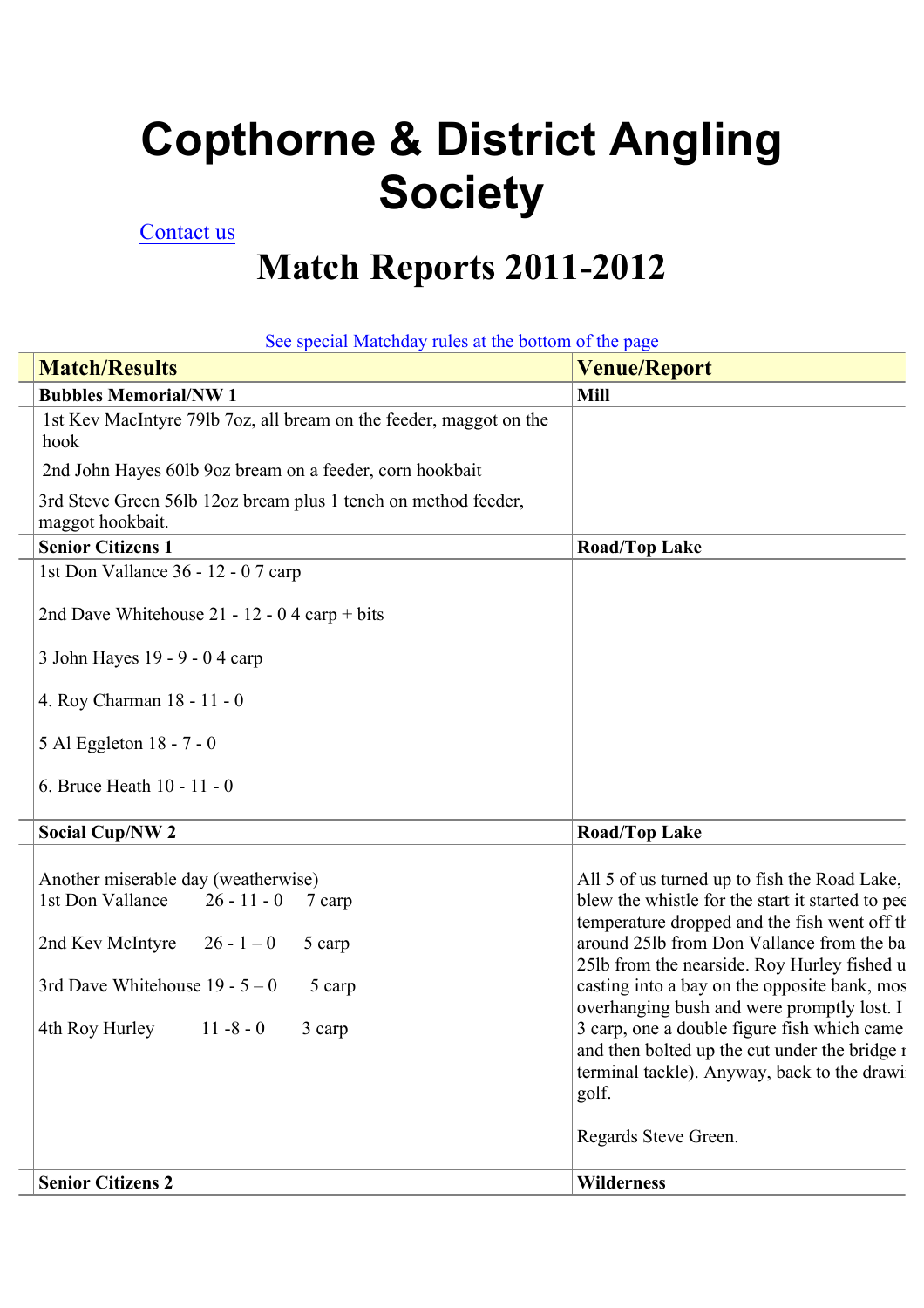# Copthorne & District Angling Society

Contact us

# Match Reports 2011-2012

See special Matchday rules at the bottom of the page

| Match/Results | Venue/Report |
|---|---|
| **Bubbles Memorial/NW 1** | **Mill** |
| 1st Kev MacIntyre 79lb 7oz, all bream on the feeder, maggot on the hook<br><br>2nd John Hayes 60lb 9oz bream on a feeder, corn hookbait<br><br>3rd Steve Green 56lb 12oz bream plus 1 tench on method feeder, maggot hookbait. | |
| **Senior Citizens 1** | **Road/Top Lake** |
| 1st Don Vallance 36 - 12 - 0 7 carp<br><br>2nd Dave Whitehouse 21 - 12 - 0 4 carp + bits<br><br>3 John Hayes 19 - 9 - 0 4 carp<br><br>4. Roy Charman 18 - 11 - 0<br><br>5 Al Eggleton 18 - 7 - 0<br><br>6. Bruce Heath 10 - 11 - 0 | |
| **Social Cup/NW 2** | **Road/Top Lake** |
| Another miserable day (weatherwise)<br>1st Don Vallance 26 - 11 - 0 7 carp<br><br>2nd Kev McIntyre 26 - 1 – 0 5 carp<br><br>3rd Dave Whitehouse 19 - 5 – 0 5 carp<br><br>4th Roy Hurley 11 -8 - 0 3 carp | All 5 of us turned up to fish the Road Lake, blew the whistle for the start it started to pe temperature dropped and the fish went off t around 25lb from Don Vallance from the ba 25lb from the nearside. Roy Hurley fished u casting into a bay on the opposite bank, mos overhanging bush and were promptly lost. I 3 carp, one a double figure fish which came and then bolted up the cut under the bridge terminal tackle). Anyway, back to the drawi golf.<br><br>Regards Steve Green. |
| **Senior Citizens 2** | **Wilderness** |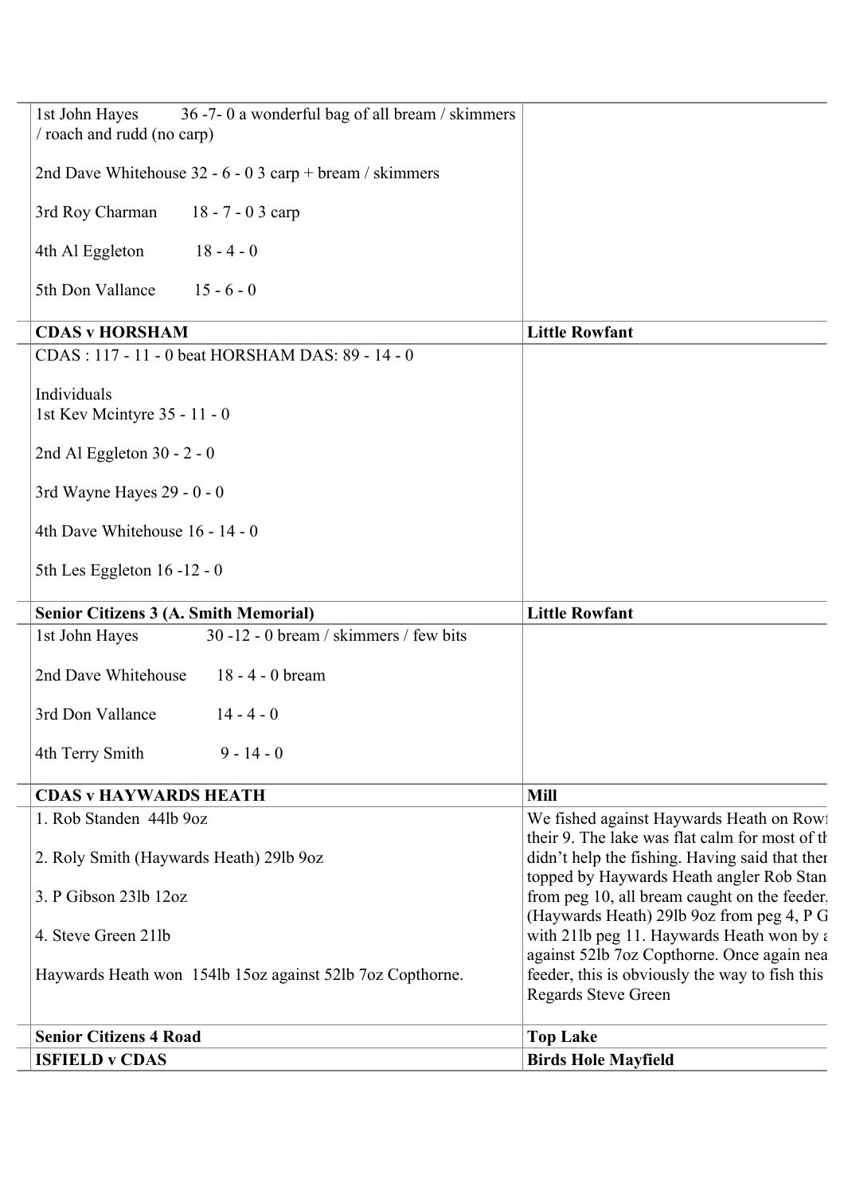| | |
|---|---|
| 1st John Hayes 36 -7- 0 a wonderful bag of all bream / skimmers / roach and rudd (no carp)<br><br>2nd Dave Whitehouse 32 - 6 - 0 3 carp + bream / skimmers<br><br>3rd Roy Charman 18 - 7 - 0 3 carp<br><br>4th Al Eggleton 18 - 4 - 0<br><br>5th Don Vallance 15 - 6 - 0 | |
| **CDAS v HORSHAM** | **Little Rowfant** |
| CDAS : 117 - 11 - 0 beat HORSHAM DAS: 89 - 14 - 0<br><br>Individuals<br>1st Kev Mcintyre 35 - 11 - 0<br><br>2nd Al Eggleton 30 - 2 - 0<br><br>3rd Wayne Hayes 29 - 0 - 0<br><br>4th Dave Whitehouse 16 - 14 - 0<br><br>5th Les Eggleton 16 -12 - 0 | |
| **Senior Citizens 3 (A. Smith Memorial)** | **Little Rowfant** |
| 1st John Hayes 30 -12 - 0 bream / skimmers / few bits<br><br>2nd Dave Whitehouse 18 - 4 - 0 bream<br><br>3rd Don Vallance 14 - 4 - 0<br><br>4th Terry Smith 9 - 14 - 0 | |
| **CDAS v HAYWARDS HEATH** | **Mill** |
| 1. Rob Standen 44lb 9oz<br><br>2. Roly Smith (Haywards Heath) 29lb 9oz<br><br>3. P Gibson 23lb 12oz<br><br>4. Steve Green 21lb<br><br>Haywards Heath won 154lb 15oz against 52lb 7oz Copthorne. | We fished against Haywards Heath on Rowf their 9. The lake was flat calm for most of th didn't help the fishing. Having said that ther topped by Haywards Heath angler Rob Stan from peg 10, all bream caught on the feeder, (Haywards Heath) 29lb 9oz from peg 4, P G with 21lb peg 11. Haywards Heath won by a against 52lb 7oz Copthorne. Once again nea feeder, this is obviously the way to fish this Regards Steve Green |
| **Senior Citizens 4 Road** | **Top Lake** |
| **ISFIELD v CDAS** | **Birds Hole Mayfield** |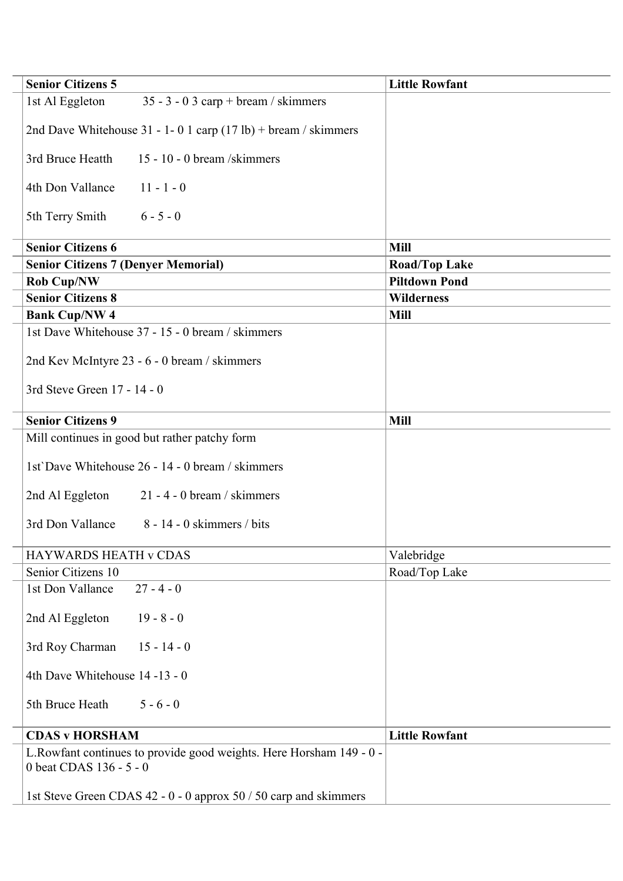| **Senior Citizens 5** | **Little Rowfant** |
|---|---|
| 1st Al Eggleton 35 - 3 - 0 3 carp + bream / skimmers<br><br>2nd Dave Whitehouse 31 - 1- 0 1 carp (17 lb) + bream / skimmers<br><br>3rd Bruce Heatth 15 - 10 - 0 bream /skimmers<br><br>4th Don Vallance 11 - 1 - 0<br><br>5th Terry Smith 6 - 5 - 0 | |
| **Senior Citizens 6** | **Mill** |
| **Senior Citizens 7 (Denyer Memorial)** | **Road/Top Lake** |
| **Rob Cup/NW** | **Piltdown Pond** |
| **Senior Citizens 8** | **Wilderness** |
| **Bank Cup/NW 4** | **Mill** |
| 1st Dave Whitehouse 37 - 15 - 0 bream / skimmers<br><br>2nd Kev McIntyre 23 - 6 - 0 bream / skimmers<br><br>3rd Steve Green 17 - 14 - 0 | |
| **Senior Citizens 9** | **Mill** |
| Mill continues in good but rather patchy form<br><br>1st`Dave Whitehouse 26 - 14 - 0 bream / skimmers<br><br>2nd Al Eggleton 21 - 4 - 0 bream / skimmers<br><br>3rd Don Vallance 8 - 14 - 0 skimmers / bits | |
| HAYWARDS HEATH v CDAS | Valebridge |
| Senior Citizens 10 | Road/Top Lake |
| 1st Don Vallance 27 - 4 - 0<br><br>2nd Al Eggleton 19 - 8 - 0<br><br>3rd Roy Charman 15 - 14 - 0<br><br>4th Dave Whitehouse 14 -13 - 0<br><br>5th Bruce Heath 5 - 6 - 0 | |
| **CDAS v HORSHAM** | **Little Rowfant** |
| L.Rowfant continues to provide good weights. Here Horsham 149 - 0 - 0 beat CDAS 136 - 5 - 0<br><br>1st Steve Green CDAS 42 - 0 - 0 approx 50 / 50 carp and skimmers | |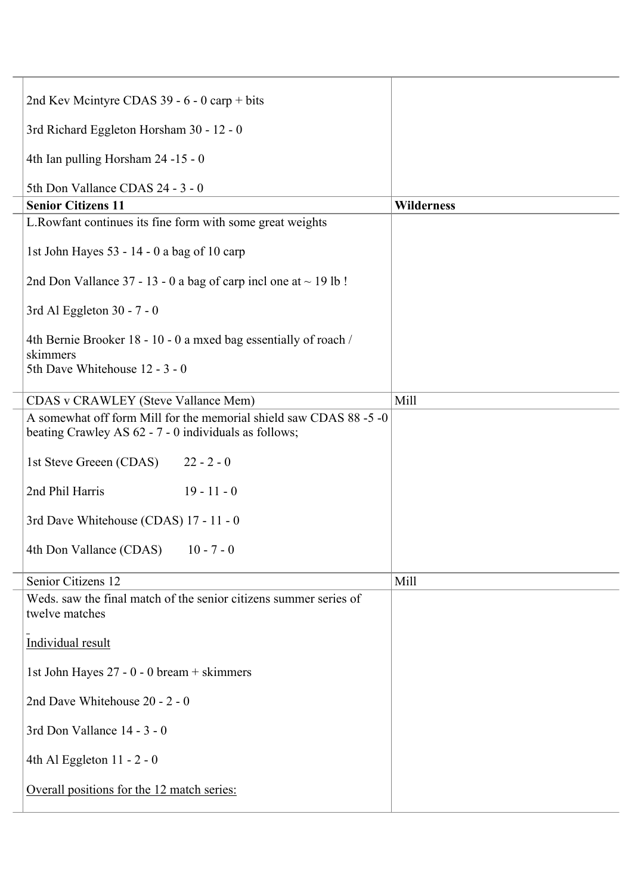| | |
|---|---|
| 2nd Kev Mcintyre CDAS 39 - 6 - 0 carp + bits<br><br>3rd Richard Eggleton Horsham 30 - 12 - 0<br><br>4th Ian pulling Horsham 24 -15 - 0<br><br>5th Don Vallance CDAS 24 - 3 - 0 | |
| **Senior Citizens 11** | **Wilderness** |
| L.Rowfant continues its fine form with some great weights<br><br>1st John Hayes 53 - 14 - 0 a bag of 10 carp<br><br>2nd Don Vallance 37 - 13 - 0 a bag of carp incl one at ~ 19 lb !<br><br>3rd Al Eggleton 30 - 7 - 0<br><br>4th Bernie Brooker 18 - 10 - 0 a mxed bag essentially of roach / skimmers<br>5th Dave Whitehouse 12 - 3 - 0 | |
| CDAS v CRAWLEY (Steve Vallance Mem) | Mill |
| A somewhat off form Mill for the memorial shield saw CDAS 88 -5 -0 beating Crawley AS 62 - 7 - 0 individuals as follows;<br><br>1st Steve Greeen (CDAS) 22 - 2 - 0<br><br>2nd Phil Harris 19 - 11 - 0<br><br>3rd Dave Whitehouse (CDAS) 17 - 11 - 0<br><br>4th Don Vallance (CDAS) 10 - 7 - 0 | |
| Senior Citizens 12 | Mill |
| Weds. saw the final match of the senior citizens summer series of twelve matches<br><br><u>Individual result</u><br><br>1st John Hayes 27 - 0 - 0 bream + skimmers<br><br>2nd Dave Whitehouse 20 - 2 - 0<br><br>3rd Don Vallance 14 - 3 - 0<br><br>4th Al Eggleton 11 - 2 - 0<br><br><u>Overall positions for the 12 match series:</u> | |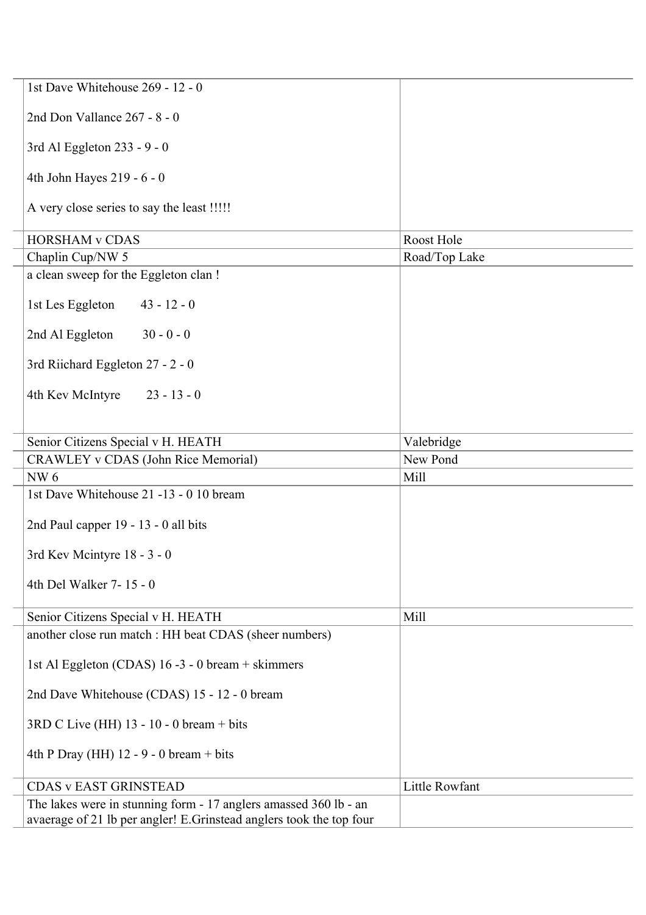| | | |
|---|---|---|
| | 1st Dave Whitehouse 269 - 12 - 0<br><br>2nd Don Vallance 267 - 8 - 0<br><br>3rd Al Eggleton 233 - 9 - 0<br><br>4th John Hayes 219 - 6 - 0<br><br>A very close series to say the least !!!!! | |
| | HORSHAM v CDAS | Roost Hole |
| | Chaplin Cup/NW 5 | Road/Top Lake |
| | a clean sweep for the Eggleton clan !<br><br>1st Les Eggleton 43 - 12 - 0<br><br>2nd Al Eggleton 30 - 0 - 0<br><br>3rd Riichard Eggleton 27 - 2 - 0<br><br>4th Kev McIntyre 23 - 13 - 0 | |
| | Senior Citizens Special v H. HEATH | Valebridge |
| | CRAWLEY v CDAS (John Rice Memorial) | New Pond |
| | NW 6 | Mill |
| | 1st Dave Whitehouse 21 -13 - 0 10 bream<br><br>2nd Paul capper 19 - 13 - 0 all bits<br><br>3rd Kev Mcintyre 18 - 3 - 0<br><br>4th Del Walker 7- 15 - 0 | |
| | Senior Citizens Special v H. HEATH | Mill |
| | another close run match : HH beat CDAS (sheer numbers)<br><br>1st Al Eggleton (CDAS) 16 -3 - 0 bream + skimmers<br><br>2nd Dave Whitehouse (CDAS) 15 - 12 - 0 bream<br><br>3RD C Live (HH) 13 - 10 - 0 bream + bits<br><br>4th P Dray (HH) 12 - 9 - 0 bream + bits | |
| | CDAS v EAST GRINSTEAD | Little Rowfant |
| | The lakes were in stunning form - 17 anglers amassed 360 lb - an avaerage of 21 lb per angler! E.Grinstead anglers took the top four | |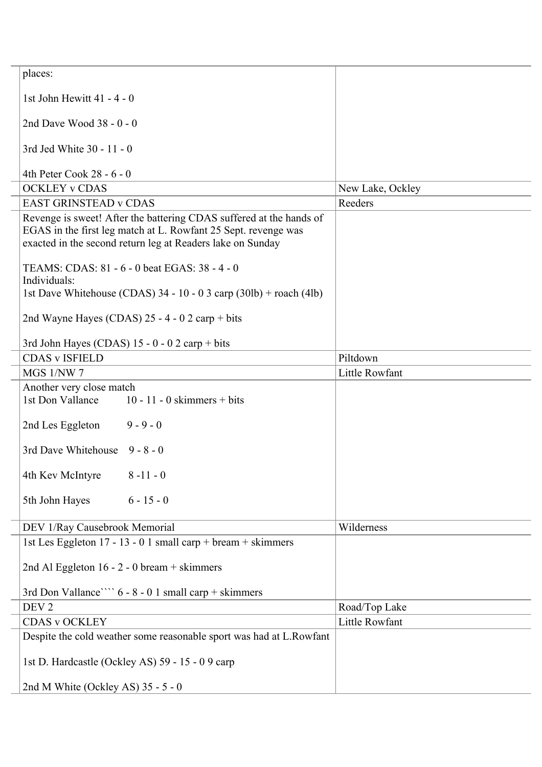| | |
|---|---|
| places:<br><br>1st John Hewitt 41 - 4 - 0<br><br>2nd Dave Wood 38 - 0 - 0<br><br>3rd Jed White 30 - 11 - 0<br><br>4th Peter Cook 28 - 6 - 0 | |
| OCKLEY v CDAS | New Lake, Ockley |
| EAST GRINSTEAD v CDAS | Reeders |
| Revenge is sweet! After the battering CDAS suffered at the hands of EGAS in the first leg match at L. Rowfant 25 Sept. revenge was exacted in the second return leg at Readers lake on Sunday<br><br>TEAMS: CDAS: 81 - 6 - 0 beat EGAS: 38 - 4 - 0<br>Individuals:<br>1st Dave Whitehouse (CDAS) 34 - 10 - 0 3 carp (30lb) + roach (4lb)<br><br>2nd Wayne Hayes (CDAS) 25 - 4 - 0 2 carp + bits<br><br>3rd John Hayes (CDAS) 15 - 0 - 0 2 carp + bits | |
| CDAS v ISFIELD | Piltdown |
| MGS 1/NW 7 | Little Rowfant |
| Another very close match<br>1st Don Vallance 10 - 11 - 0 skimmers + bits<br><br>2nd Les Eggleton 9 - 9 - 0<br><br>3rd Dave Whitehouse 9 - 8 - 0<br><br>4th Kev McIntyre 8 -11 - 0<br><br>5th John Hayes 6 - 15 - 0 | |
| DEV 1/Ray Causebrook Memorial | Wilderness |
| 1st Les Eggleton 17 - 13 - 0 1 small carp + bream + skimmers<br><br>2nd Al Eggleton 16 - 2 - 0 bream + skimmers<br><br>3rd Don Vallance```` 6 - 8 - 0 1 small carp + skimmers | |
| DEV 2 | Road/Top Lake |
| CDAS v OCKLEY | Little Rowfant |
| Despite the cold weather some reasonable sport was had at L.Rowfant<br><br>1st D. Hardcastle (Ockley AS) 59 - 15 - 0 9 carp<br><br>2nd M White (Ockley AS) 35 - 5 - 0 | |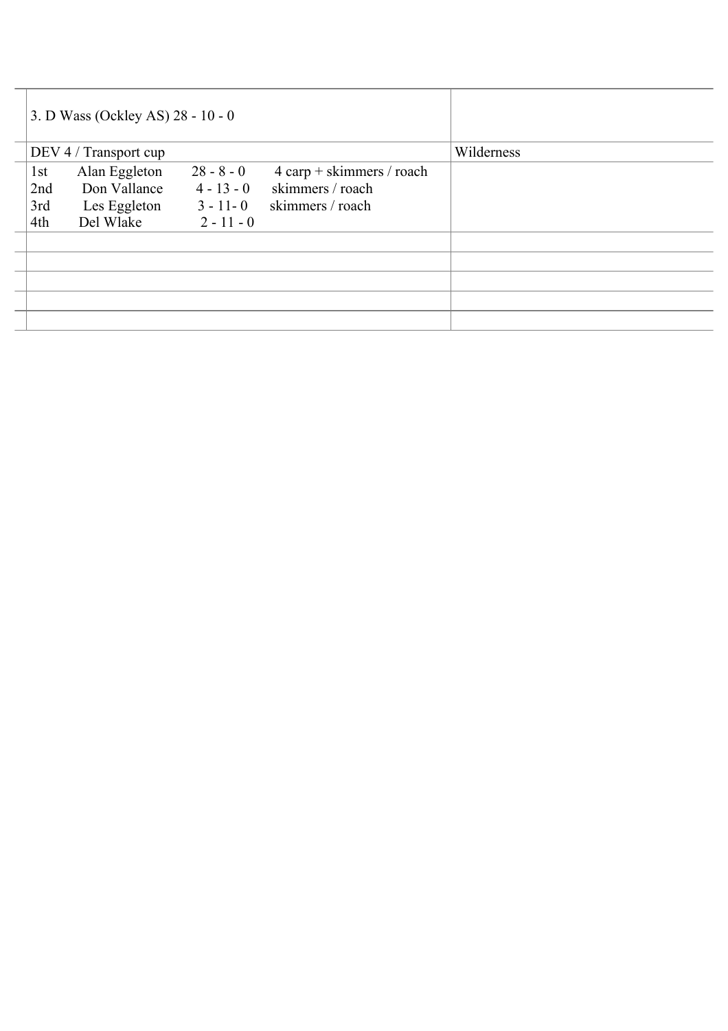| | |
|---|---|
| 3. D Wass (Ockley AS) 28 - 10 - 0 | |
| DEV 4 / Transport cup | Wilderness |
| 1st Alan Eggleton 28 - 8 - 0 4 carp + skimmers / roach<br>2nd Don Vallance 4 - 13 - 0 skimmers / roach<br>3rd Les Eggleton 3 - 11- 0 skimmers / roach<br>4th Del Wlake 2 - 11 - 0 | |
| | |
| | |
| | |
| | |
| | |